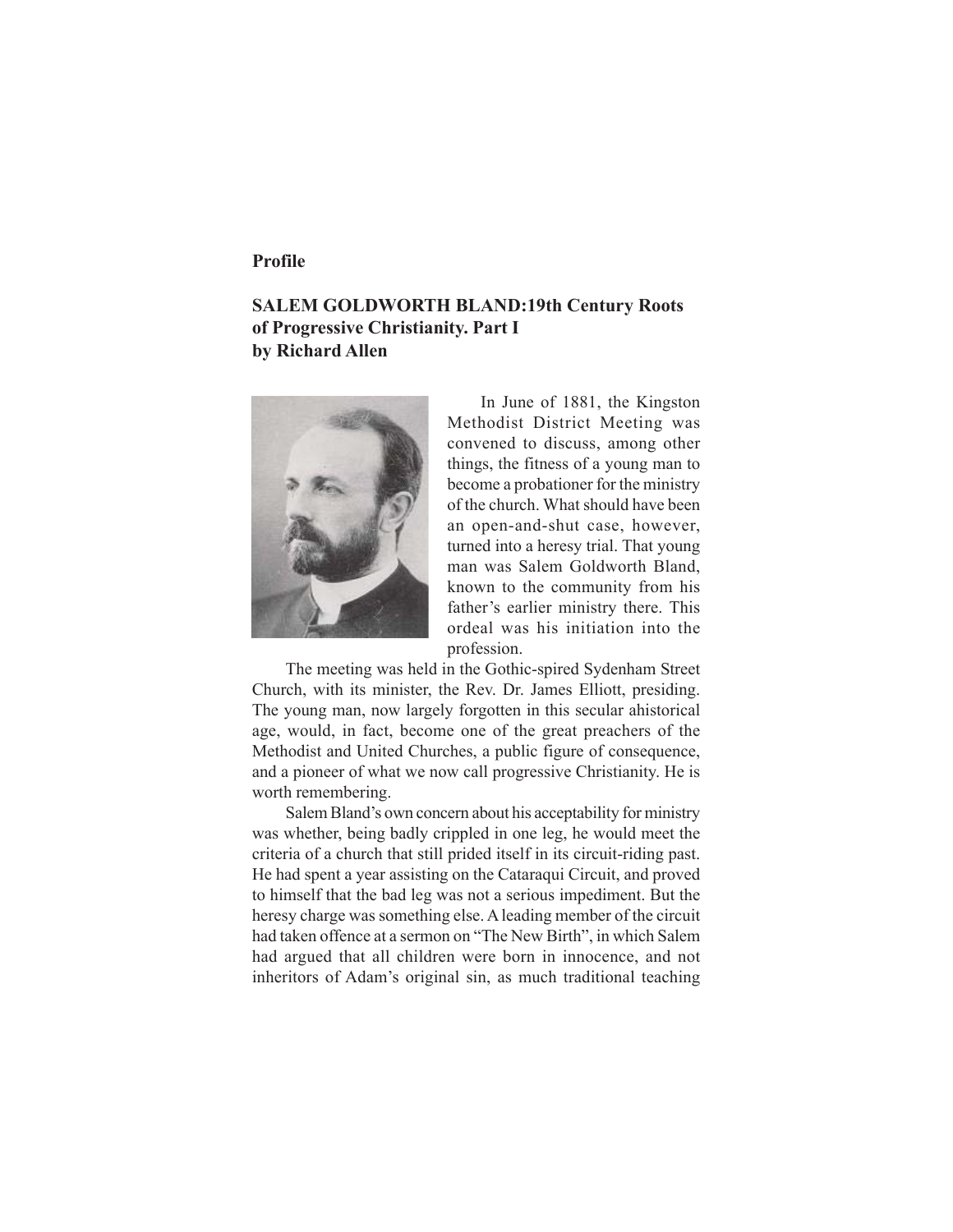**Profile**

## SALEM GOLDWORTH BLAND:19th Century Roots of Progressive Christianity. Part I

**by Richard Allen**

In June of 1881, the Kingston Methodist District Meeting was convened to discuss, among other things, the fitness of a young man to become a probationer for the ministry of the church. What should have been an open-and-shut case, however, turned into a heresy trial. That young man was Salem Goldworth Bland, known to the community from his father's earlier ministry there. This ordeal was his initiation into the profession.

The meeting was held in the Gothic-spired Sydenham Street Church, with its minister, the Rev. Dr. James Elliott, presiding. The young man, now largely forgotten in this secular ahistorical age, would, in fact, become one of the great preachers of the Methodist and United Churches, a public figure of consequence, and a pioneer of what we now call progressive Christianity. He is worth remembering.

Salem Bland's own concern about his acceptability for ministry was whether, being badly crippled in one leg, he would meet the criteria of a church that still prided itself in its circuit-riding past. He had spent a year assisting on the Cataraqui Circuit, and proved to himself that the bad leg was not a serious impediment. But the heresy charge was something else. A leading member of the circuit had taken offence at a sermon on "The New Birth", in which Salem had argued that all children were born in innocence, and not inheritors of Adam's original sin, as much traditional teaching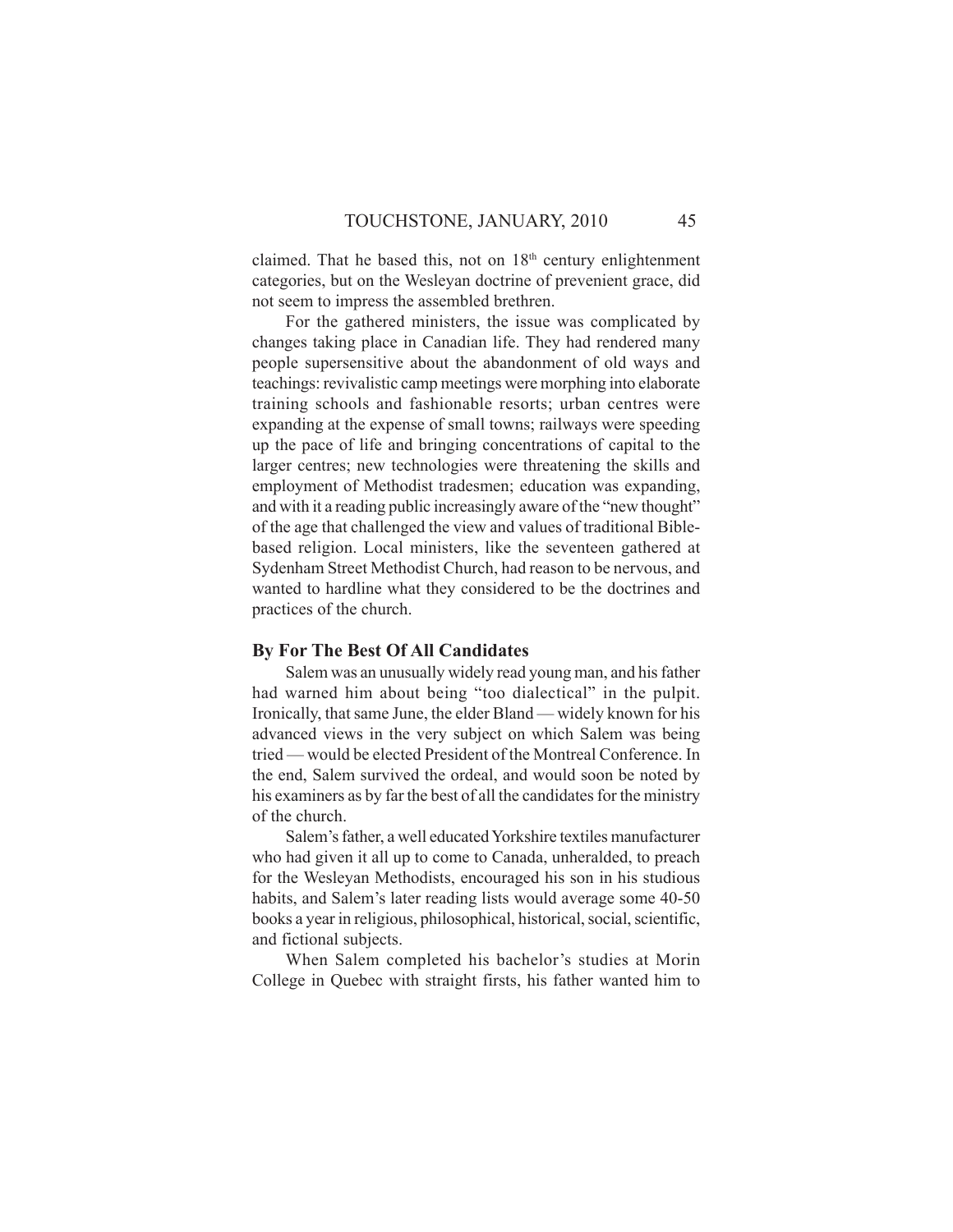claimed. That he based this, not on 18th century enlightenment categories, but on the Wesleyan doctrine of prevenient grace, did not seem to impress the assembled brethren.

For the gathered ministers, the issue was complicated by changes taking place in Canadian life. They had rendered many people supersensitive about the abandonment of old ways and teachings: revivalistic camp meetings were morphing into elaborate training schools and fashionable resorts; urban centres were expanding at the expense of small towns; railways were speeding up the pace of life and bringing concentrations of capital to the larger centres; new technologies were threatening the skills and employment of Methodist tradesmen; education was expanding, and with it a reading public increasingly aware of the "new thought" of the age that challenged the view and values of traditional Bible-based religion. Local ministers, like the seventeen gathered at Sydenham Street Methodist Church, had reason to be nervous, and wanted to hardline what they considered to be the doctrines and practices of the church.

### By For The Best Of All Candidates

Salem was an unusually widely read young man, and his father had warned him about being "too dialectical" in the pulpit. Ironically, that same June, the elder Bland — widely known for his advanced views in the very subject on which Salem was being tried — would be elected President of the Montreal Conference. In the end, Salem survived the ordeal, and would soon be noted by his examiners as by far the best of all the candidates for the ministry of the church.

Salem's father, a well educated Yorkshire textiles manufacturer who had given it all up to come to Canada, unheralded, to preach for the Wesleyan Methodists, encouraged his son in his studious habits, and Salem's later reading lists would average some 40-50 books a year in religious, philosophical, historical, social, scientific, and fictional subjects.

When Salem completed his bachelor's studies at Morin College in Quebec with straight firsts, his father wanted him to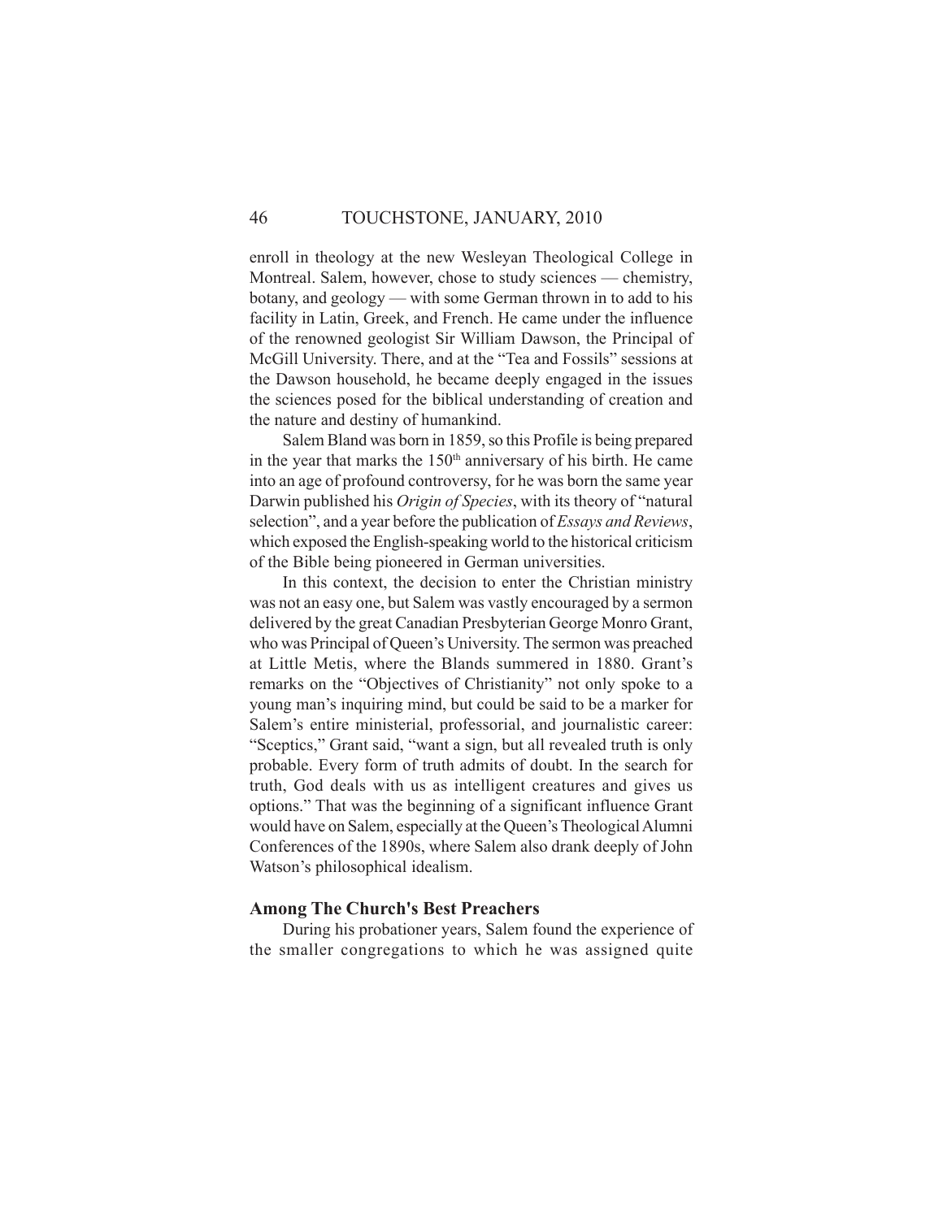enroll in theology at the new Wesleyan Theological College in Montreal. Salem, however, chose to study sciences — chemistry, botany, and geology — with some German thrown in to add to his facility in Latin, Greek, and French. He came under the influence of the renowned geologist Sir William Dawson, the Principal of McGill University. There, and at the "Tea and Fossils" sessions at the Dawson household, he became deeply engaged in the issues the sciences posed for the biblical understanding of creation and the nature and destiny of humankind.

Salem Bland was born in 1859, so this Profile is being prepared in the year that marks the 150th anniversary of his birth. He came into an age of profound controversy, for he was born the same year Darwin published his *Origin of Species*, with its theory of "natural selection", and a year before the publication of *Essays and Reviews*, which exposed the English-speaking world to the historical criticism of the Bible being pioneered in German universities.

In this context, the decision to enter the Christian ministry was not an easy one, but Salem was vastly encouraged by a sermon delivered by the great Canadian Presbyterian George Monro Grant, who was Principal of Queen's University. The sermon was preached at Little Metis, where the Blands summered in 1880. Grant's remarks on the "Objectives of Christianity" not only spoke to a young man's inquiring mind, but could be said to be a marker for Salem's entire ministerial, professorial, and journalistic career: "Sceptics," Grant said, "want a sign, but all revealed truth is only probable. Every form of truth admits of doubt. In the search for truth, God deals with us as intelligent creatures and gives us options." That was the beginning of a significant influence Grant would have on Salem, especially at the Queen's Theological Alumni Conferences of the 1890s, where Salem also drank deeply of John Watson's philosophical idealism.

### Among The Church's Best Preachers

During his probationer years, Salem found the experience of the smaller congregations to which he was assigned quite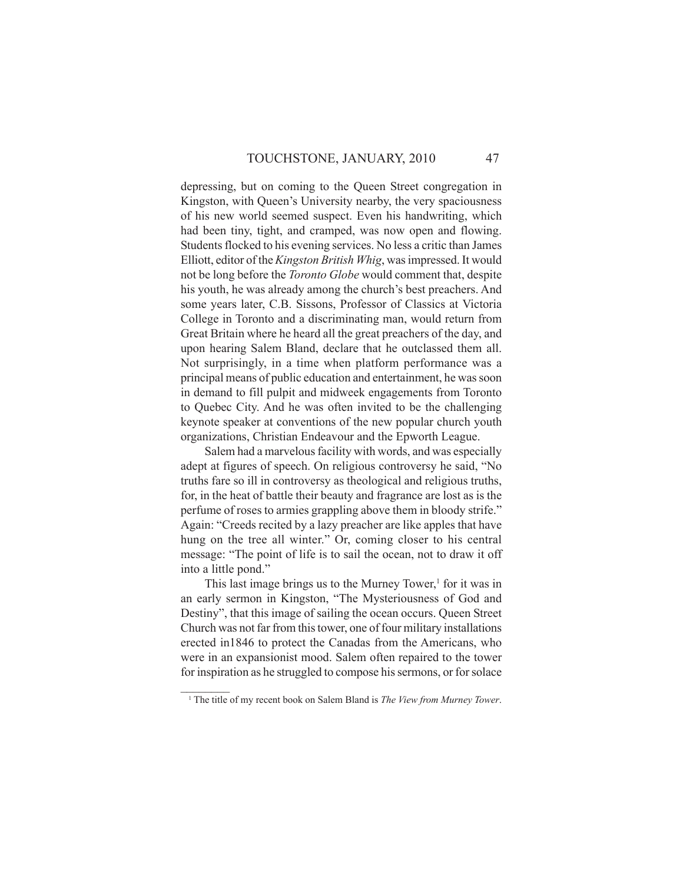depressing, but on coming to the Queen Street congregation in Kingston, with Queen's University nearby, the very spaciousness of his new world seemed suspect. Even his handwriting, which had been tiny, tight, and cramped, was now open and flowing. Students flocked to his evening services. No less a critic than James Elliott, editor of the *Kingston British Whig*, was impressed. It would not be long before the *Toronto Globe* would comment that, despite his youth, he was already among the church's best preachers. And some years later, C.B. Sissons, Professor of Classics at Victoria College in Toronto and a discriminating man, would return from Great Britain where he heard all the great preachers of the day, and upon hearing Salem Bland, declare that he outclassed them all. Not surprisingly, in a time when platform performance was a principal means of public education and entertainment, he was soon in demand to fill pulpit and midweek engagements from Toronto to Quebec City. And he was often invited to be the challenging keynote speaker at conventions of the new popular church youth organizations, Christian Endeavour and the Epworth League.

Salem had a marvelous facility with words, and was especially adept at figures of speech. On religious controversy he said, "No truths fare so ill in controversy as theological and religious truths, for, in the heat of battle their beauty and fragrance are lost as is the perfume of roses to armies grappling above them in bloody strife." Again: "Creeds recited by a lazy preacher are like apples that have hung on the tree all winter." Or, coming closer to his central message: "The point of life is to sail the ocean, not to draw it off into a little pond."

This last image brings us to the Murney Tower,[1] for it was in an early sermon in Kingston, "The Mysteriousness of God and Destiny", that this image of sailing the ocean occurs. Queen Street Church was not far from this tower, one of four military installations erected in1846 to protect the Canadas from the Americans, who were in an expansionist mood. Salem often repaired to the tower for inspiration as he struggled to compose his sermons, or for solace

---

[1] The title of my recent book on Salem Bland is *The View from Murney Tower*.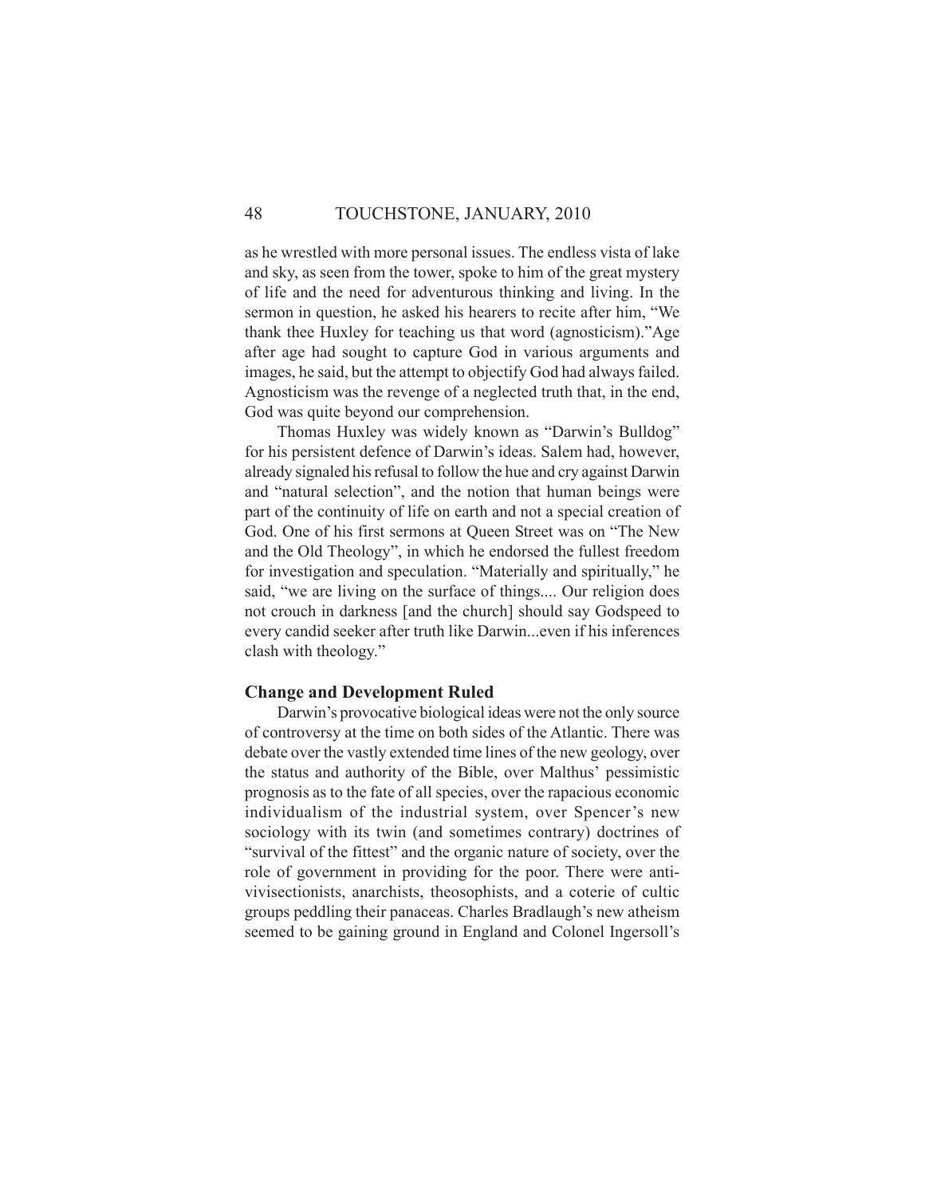as he wrestled with more personal issues. The endless vista of lake and sky, as seen from the tower, spoke to him of the great mystery of life and the need for adventurous thinking and living. In the sermon in question, he asked his hearers to recite after him, "We thank thee Huxley for teaching us that word (agnosticism)."Age after age had sought to capture God in various arguments and images, he said, but the attempt to objectify God had always failed. Agnosticism was the revenge of a neglected truth that, in the end, God was quite beyond our comprehension.

Thomas Huxley was widely known as "Darwin's Bulldog" for his persistent defence of Darwin's ideas. Salem had, however, already signaled his refusal to follow the hue and cry against Darwin and "natural selection", and the notion that human beings were part of the continuity of life on earth and not a special creation of God. One of his first sermons at Queen Street was on "The New and the Old Theology", in which he endorsed the fullest freedom for investigation and speculation. "Materially and spiritually," he said, "we are living on the surface of things.... Our religion does not crouch in darkness [and the church] should say Godspeed to every candid seeker after truth like Darwin...even if his inferences clash with theology."

### Change and Development Ruled

Darwin's provocative biological ideas were not the only source of controversy at the time on both sides of the Atlantic. There was debate over the vastly extended time lines of the new geology, over the status and authority of the Bible, over Malthus' pessimistic prognosis as to the fate of all species, over the rapacious economic individualism of the industrial system, over Spencer's new sociology with its twin (and sometimes contrary) doctrines of "survival of the fittest" and the organic nature of society, over the role of government in providing for the poor. There were anti-vivisectionists, anarchists, theosophists, and a coterie of cultic groups peddling their panaceas. Charles Bradlaugh's new atheism seemed to be gaining ground in England and Colonel Ingersoll's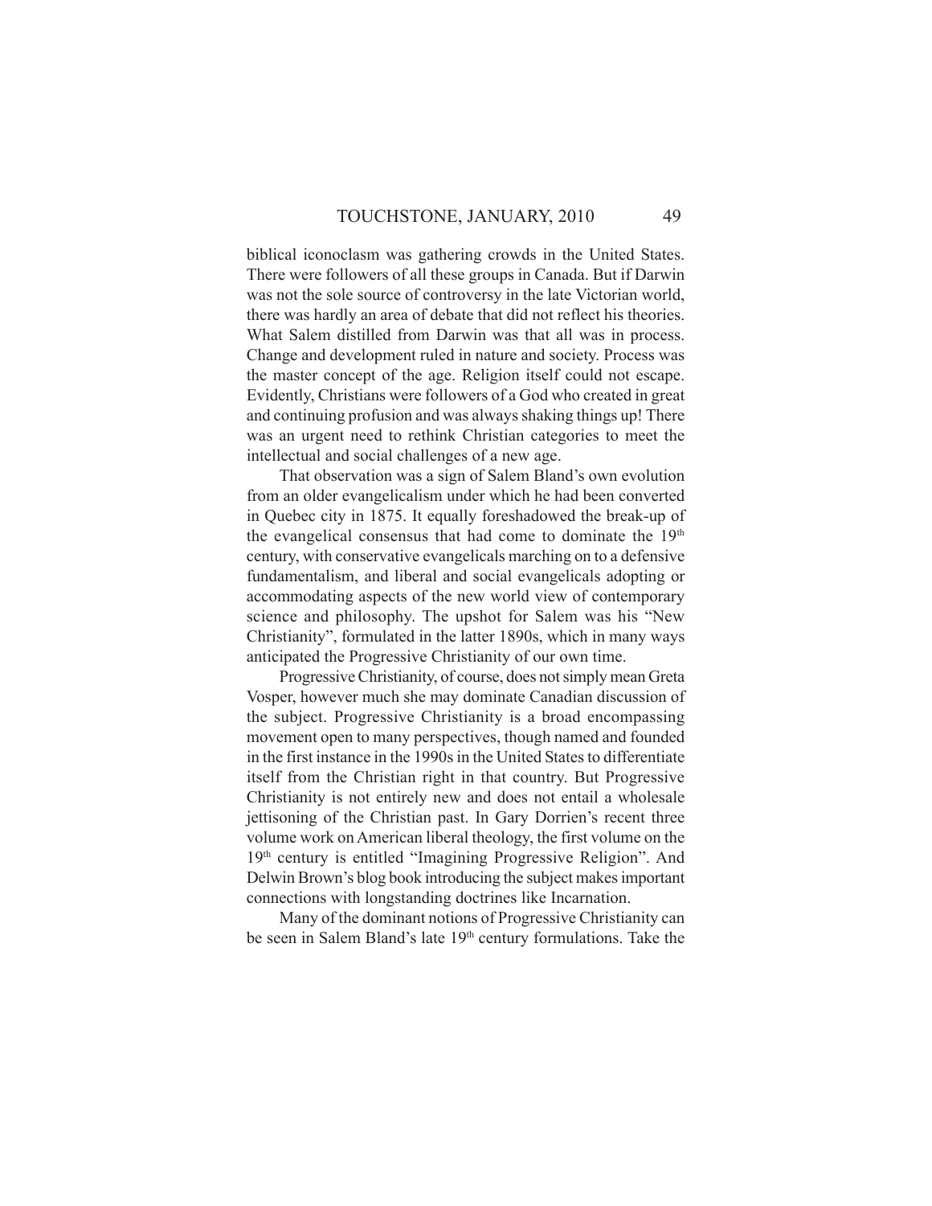biblical iconoclasm was gathering crowds in the United States. There were followers of all these groups in Canada. But if Darwin was not the sole source of controversy in the late Victorian world, there was hardly an area of debate that did not reflect his theories. What Salem distilled from Darwin was that all was in process. Change and development ruled in nature and society. Process was the master concept of the age. Religion itself could not escape. Evidently, Christians were followers of a God who created in great and continuing profusion and was always shaking things up! There was an urgent need to rethink Christian categories to meet the intellectual and social challenges of a new age.

That observation was a sign of Salem Bland's own evolution from an older evangelicalism under which he had been converted in Quebec city in 1875. It equally foreshadowed the break-up of the evangelical consensus that had come to dominate the 19th century, with conservative evangelicals marching on to a defensive fundamentalism, and liberal and social evangelicals adopting or accommodating aspects of the new world view of contemporary science and philosophy. The upshot for Salem was his "New Christianity", formulated in the latter 1890s, which in many ways anticipated the Progressive Christianity of our own time.

Progressive Christianity, of course, does not simply mean Greta Vosper, however much she may dominate Canadian discussion of the subject. Progressive Christianity is a broad encompassing movement open to many perspectives, though named and founded in the first instance in the 1990s in the United States to differentiate itself from the Christian right in that country. But Progressive Christianity is not entirely new and does not entail a wholesale jettisoning of the Christian past. In Gary Dorrien's recent three volume work on American liberal theology, the first volume on the 19th century is entitled "Imagining Progressive Religion". And Delwin Brown's blog book introducing the subject makes important connections with longstanding doctrines like Incarnation.

Many of the dominant notions of Progressive Christianity can be seen in Salem Bland's late 19th century formulations. Take the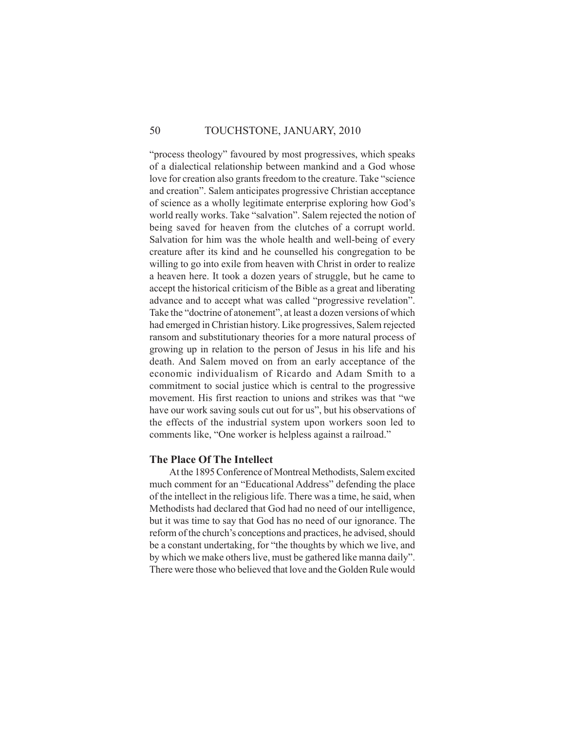"process theology" favoured by most progressives, which speaks of a dialectical relationship between mankind and a God whose love for creation also grants freedom to the creature. Take "science and creation". Salem anticipates progressive Christian acceptance of science as a wholly legitimate enterprise exploring how God's world really works. Take "salvation". Salem rejected the notion of being saved for heaven from the clutches of a corrupt world. Salvation for him was the whole health and well-being of every creature after its kind and he counselled his congregation to be willing to go into exile from heaven with Christ in order to realize a heaven here. It took a dozen years of struggle, but he came to accept the historical criticism of the Bible as a great and liberating advance and to accept what was called "progressive revelation". Take the "doctrine of atonement", at least a dozen versions of which had emerged in Christian history. Like progressives, Salem rejected ransom and substitutionary theories for a more natural process of growing up in relation to the person of Jesus in his life and his death. And Salem moved on from an early acceptance of the economic individualism of Ricardo and Adam Smith to a commitment to social justice which is central to the progressive movement. His first reaction to unions and strikes was that "we have our work saving souls cut out for us", but his observations of the effects of the industrial system upon workers soon led to comments like, "One worker is helpless against a railroad."

### The Place Of The Intellect

At the 1895 Conference of Montreal Methodists, Salem excited much comment for an "Educational Address" defending the place of the intellect in the religious life. There was a time, he said, when Methodists had declared that God had no need of our intelligence, but it was time to say that God has no need of our ignorance. The reform of the church's conceptions and practices, he advised, should be a constant undertaking, for "the thoughts by which we live, and by which we make others live, must be gathered like manna daily". There were those who believed that love and the Golden Rule would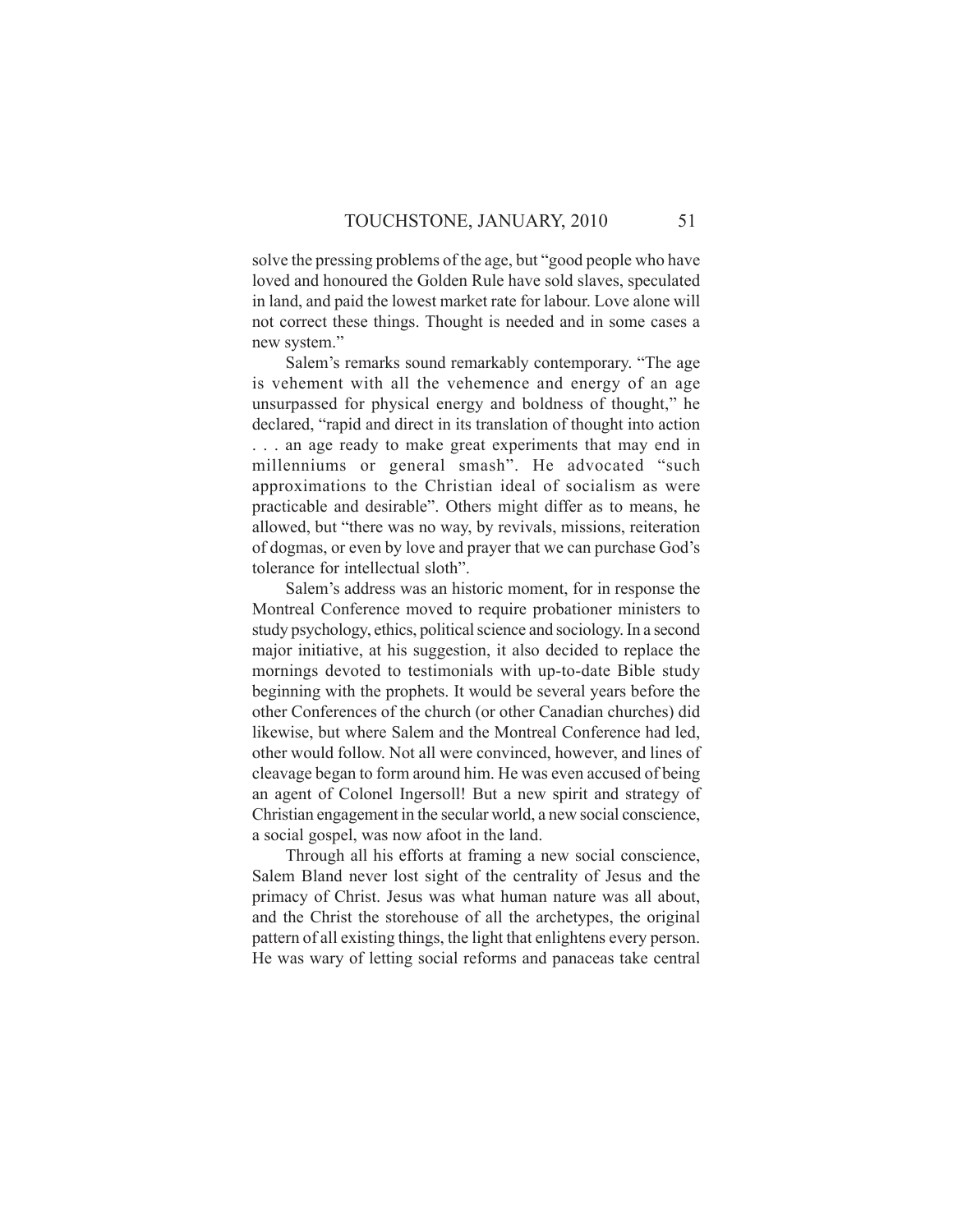solve the pressing problems of the age, but "good people who have loved and honoured the Golden Rule have sold slaves, speculated in land, and paid the lowest market rate for labour. Love alone will not correct these things. Thought is needed and in some cases a new system."

Salem's remarks sound remarkably contemporary. "The age is vehement with all the vehemence and energy of an age unsurpassed for physical energy and boldness of thought," he declared, "rapid and direct in its translation of thought into action . . . an age ready to make great experiments that may end in millenniums or general smash". He advocated "such approximations to the Christian ideal of socialism as were practicable and desirable". Others might differ as to means, he allowed, but "there was no way, by revivals, missions, reiteration of dogmas, or even by love and prayer that we can purchase God's tolerance for intellectual sloth".

Salem's address was an historic moment, for in response the Montreal Conference moved to require probationer ministers to study psychology, ethics, political science and sociology. In a second major initiative, at his suggestion, it also decided to replace the mornings devoted to testimonials with up-to-date Bible study beginning with the prophets. It would be several years before the other Conferences of the church (or other Canadian churches) did likewise, but where Salem and the Montreal Conference had led, other would follow. Not all were convinced, however, and lines of cleavage began to form around him. He was even accused of being an agent of Colonel Ingersoll! But a new spirit and strategy of Christian engagement in the secular world, a new social conscience, a social gospel, was now afoot in the land.

Through all his efforts at framing a new social conscience, Salem Bland never lost sight of the centrality of Jesus and the primacy of Christ. Jesus was what human nature was all about, and the Christ the storehouse of all the archetypes, the original pattern of all existing things, the light that enlightens every person. He was wary of letting social reforms and panaceas take central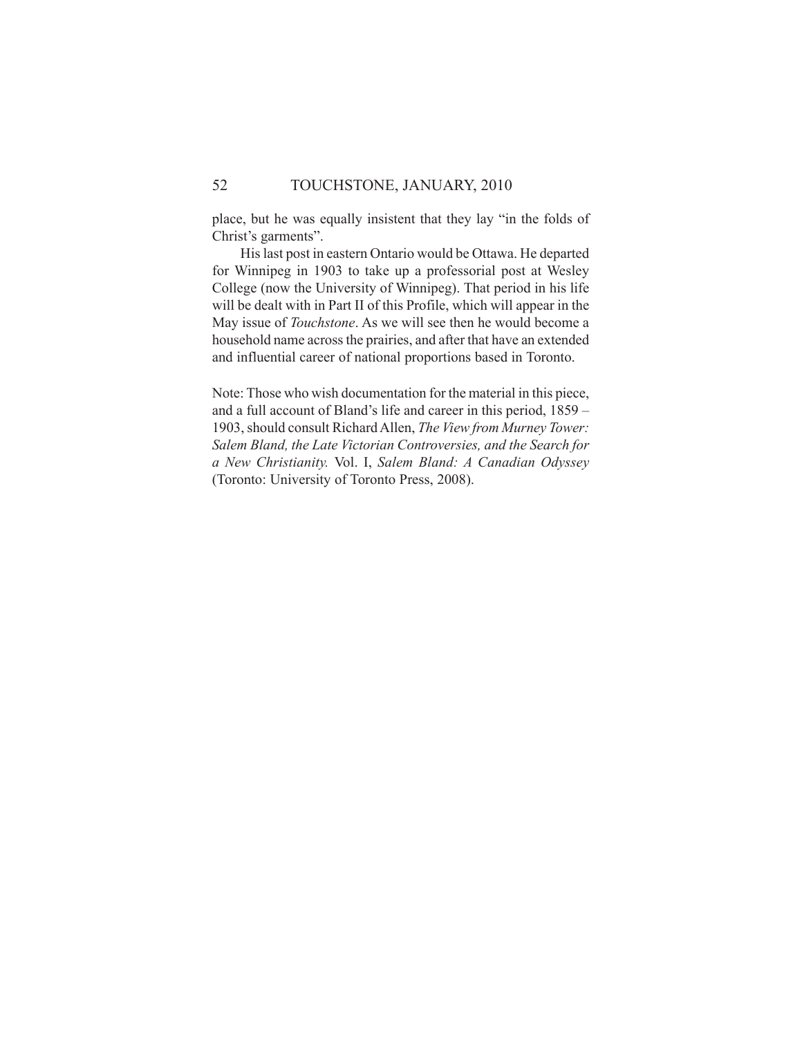place, but he was equally insistent that they lay "in the folds of Christ's garments".

His last post in eastern Ontario would be Ottawa. He departed for Winnipeg in 1903 to take up a professorial post at Wesley College (now the University of Winnipeg). That period in his life will be dealt with in Part II of this Profile, which will appear in the May issue of *Touchstone*. As we will see then he would become a household name across the prairies, and after that have an extended and influential career of national proportions based in Toronto.

Note: Those who wish documentation for the material in this piece, and a full account of Bland's life and career in this period, 1859 – 1903, should consult Richard Allen, *The View from Murney Tower: Salem Bland, the Late Victorian Controversies, and the Search for a New Christianity.* Vol. I, *Salem Bland: A Canadian Odyssey* (Toronto: University of Toronto Press, 2008).